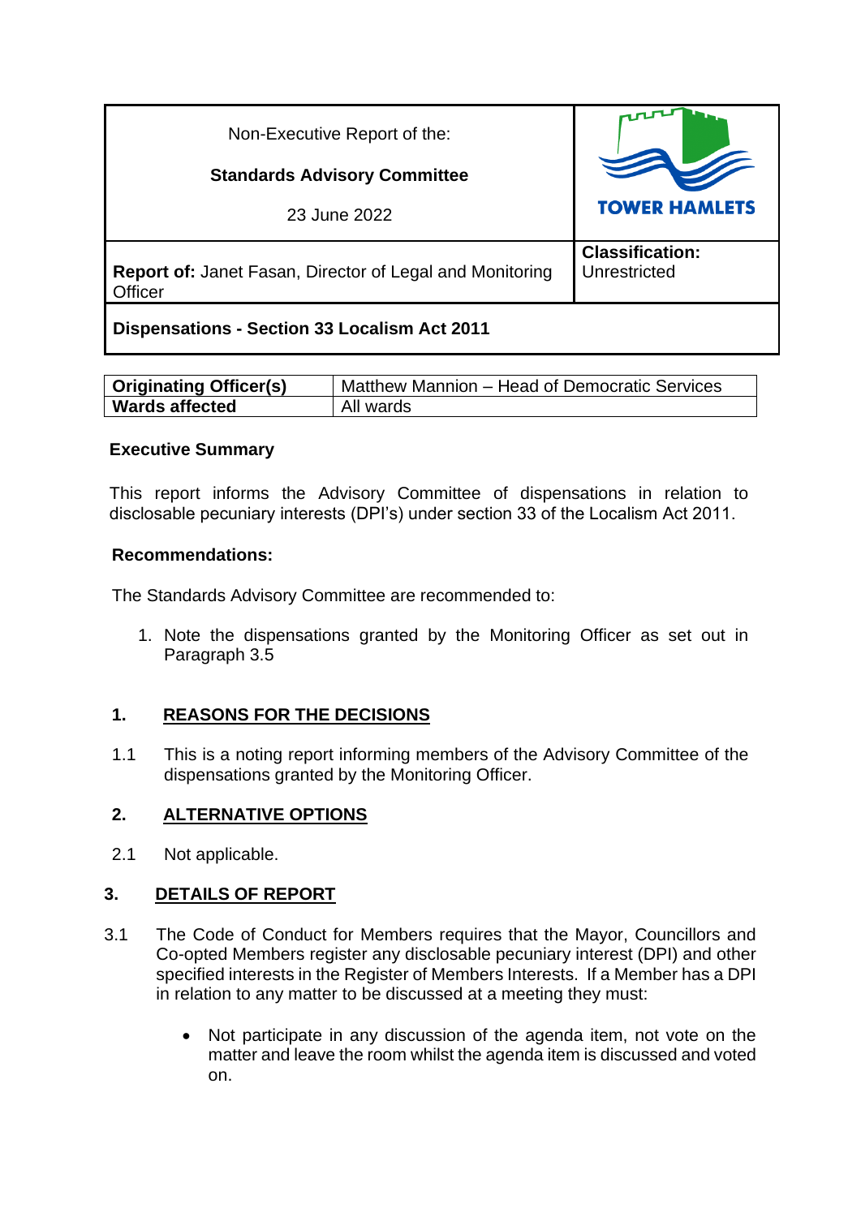| Non-Executive Report of the:<br><br>**Standards Advisory Committee**<br><br>23 June 2022 | TOWER HAMLETS |
|---|---|
| **Report of:** Janet Fasan, Director of Legal and Monitoring Officer | **Classification:** Unrestricted |
| **Dispensations - Section 33 Localism Act 2011** | |

| **Originating Officer(s)** | Matthew Mannion – Head of Democratic Services |
|---|---|
| **Wards affected** | All wards |

**Executive Summary**

This report informs the Advisory Committee of dispensations in relation to disclosable pecuniary interests (DPI's) under section 33 of the Localism Act 2011.

**Recommendations:**

The Standards Advisory Committee are recommended to:

1. Note the dispensations granted by the Monitoring Officer as set out in Paragraph 3.5

## 1. REASONS FOR THE DECISIONS

1.1 This is a noting report informing members of the Advisory Committee of the dispensations granted by the Monitoring Officer.

## 2. ALTERNATIVE OPTIONS

2.1 Not applicable.

## 3. DETAILS OF REPORT

3.1 The Code of Conduct for Members requires that the Mayor, Councillors and Co-opted Members register any disclosable pecuniary interest (DPI) and other specified interests in the Register of Members Interests. If a Member has a DPI in relation to any matter to be discussed at a meeting they must:

- Not participate in any discussion of the agenda item, not vote on the matter and leave the room whilst the agenda item is discussed and voted on.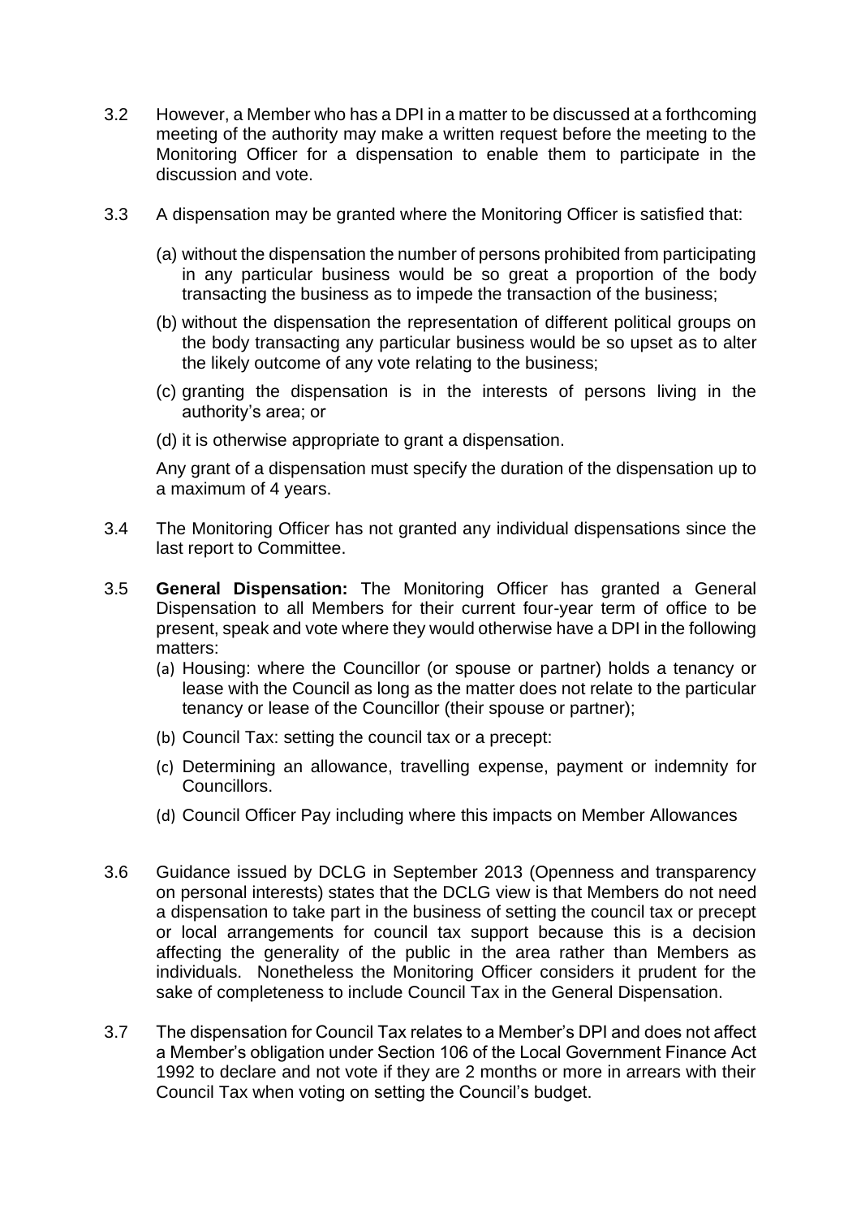3.2 However, a Member who has a DPI in a matter to be discussed at a forthcoming meeting of the authority may make a written request before the meeting to the Monitoring Officer for a dispensation to enable them to participate in the discussion and vote.

3.3 A dispensation may be granted where the Monitoring Officer is satisfied that:

(a) without the dispensation the number of persons prohibited from participating in any particular business would be so great a proportion of the body transacting the business as to impede the transaction of the business;

(b) without the dispensation the representation of different political groups on the body transacting any particular business would be so upset as to alter the likely outcome of any vote relating to the business;

(c) granting the dispensation is in the interests of persons living in the authority's area; or

(d) it is otherwise appropriate to grant a dispensation.

Any grant of a dispensation must specify the duration of the dispensation up to a maximum of 4 years.

3.4 The Monitoring Officer has not granted any individual dispensations since the last report to Committee.

3.5 **General Dispensation:** The Monitoring Officer has granted a General Dispensation to all Members for their current four-year term of office to be present, speak and vote where they would otherwise have a DPI in the following matters:

(a) Housing: where the Councillor (or spouse or partner) holds a tenancy or lease with the Council as long as the matter does not relate to the particular tenancy or lease of the Councillor (their spouse or partner);

(b) Council Tax: setting the council tax or a precept:

(c) Determining an allowance, travelling expense, payment or indemnity for Councillors.

(d) Council Officer Pay including where this impacts on Member Allowances

3.6 Guidance issued by DCLG in September 2013 (Openness and transparency on personal interests) states that the DCLG view is that Members do not need a dispensation to take part in the business of setting the council tax or precept or local arrangements for council tax support because this is a decision affecting the generality of the public in the area rather than Members as individuals. Nonetheless the Monitoring Officer considers it prudent for the sake of completeness to include Council Tax in the General Dispensation.

3.7 The dispensation for Council Tax relates to a Member's DPI and does not affect a Member's obligation under Section 106 of the Local Government Finance Act 1992 to declare and not vote if they are 2 months or more in arrears with their Council Tax when voting on setting the Council's budget.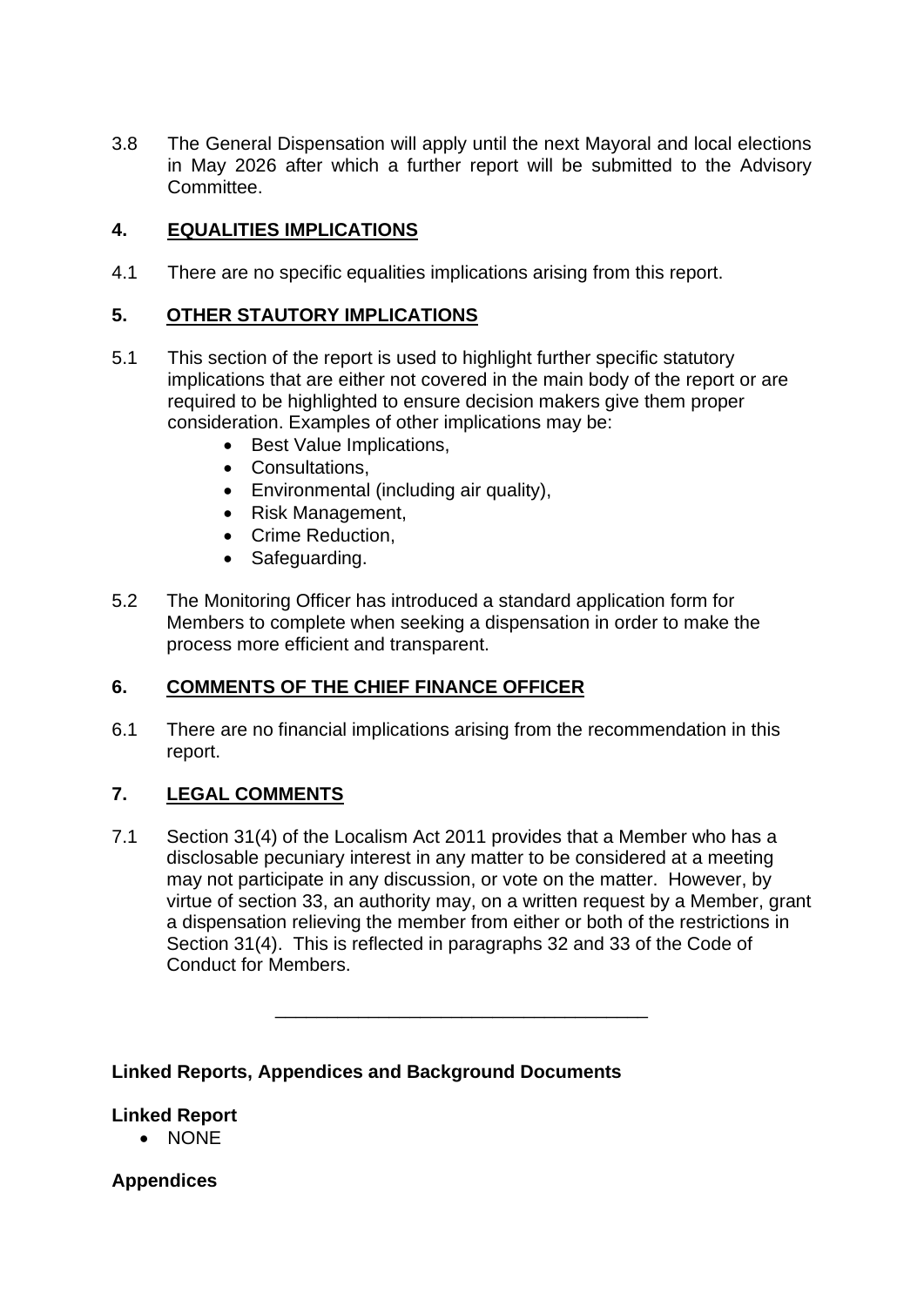3.8 The General Dispensation will apply until the next Mayoral and local elections in May 2026 after which a further report will be submitted to the Advisory Committee.

## 4. EQUALITIES IMPLICATIONS

4.1 There are no specific equalities implications arising from this report.

## 5. OTHER STAUTORY IMPLICATIONS

5.1 This section of the report is used to highlight further specific statutory implications that are either not covered in the main body of the report or are required to be highlighted to ensure decision makers give them proper consideration. Examples of other implications may be:

- Best Value Implications,
- Consultations,
- Environmental (including air quality),
- Risk Management,
- Crime Reduction,
- Safeguarding.

5.2 The Monitoring Officer has introduced a standard application form for Members to complete when seeking a dispensation in order to make the process more efficient and transparent.

## 6. COMMENTS OF THE CHIEF FINANCE OFFICER

6.1 There are no financial implications arising from the recommendation in this report.

## 7. LEGAL COMMENTS

7.1 Section 31(4) of the Localism Act 2011 provides that a Member who has a disclosable pecuniary interest in any matter to be considered at a meeting may not participate in any discussion, or vote on the matter. However, by virtue of section 33, an authority may, on a written request by a Member, grant a dispensation relieving the member from either or both of the restrictions in Section 31(4). This is reflected in paragraphs 32 and 33 of the Code of Conduct for Members.

---

**Linked Reports, Appendices and Background Documents**

**Linked Report**

- NONE

**Appendices**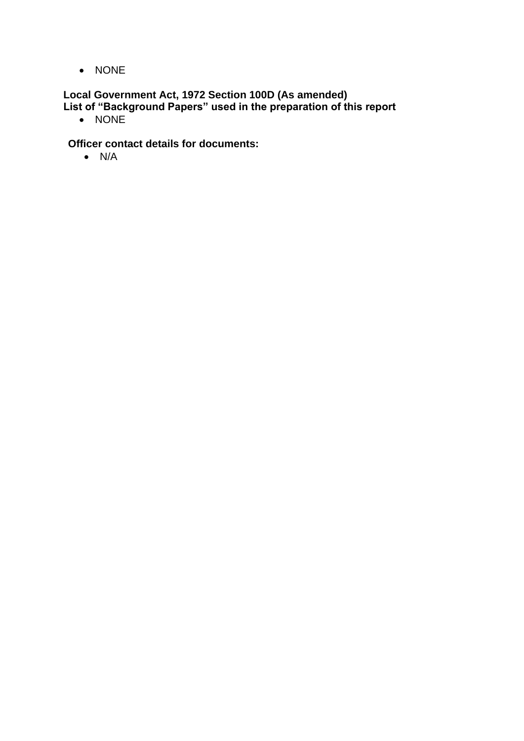- NONE

**Local Government Act, 1972 Section 100D (As amended)**
**List of "Background Papers" used in the preparation of this report**

- NONE

**Officer contact details for documents:**

- N/A